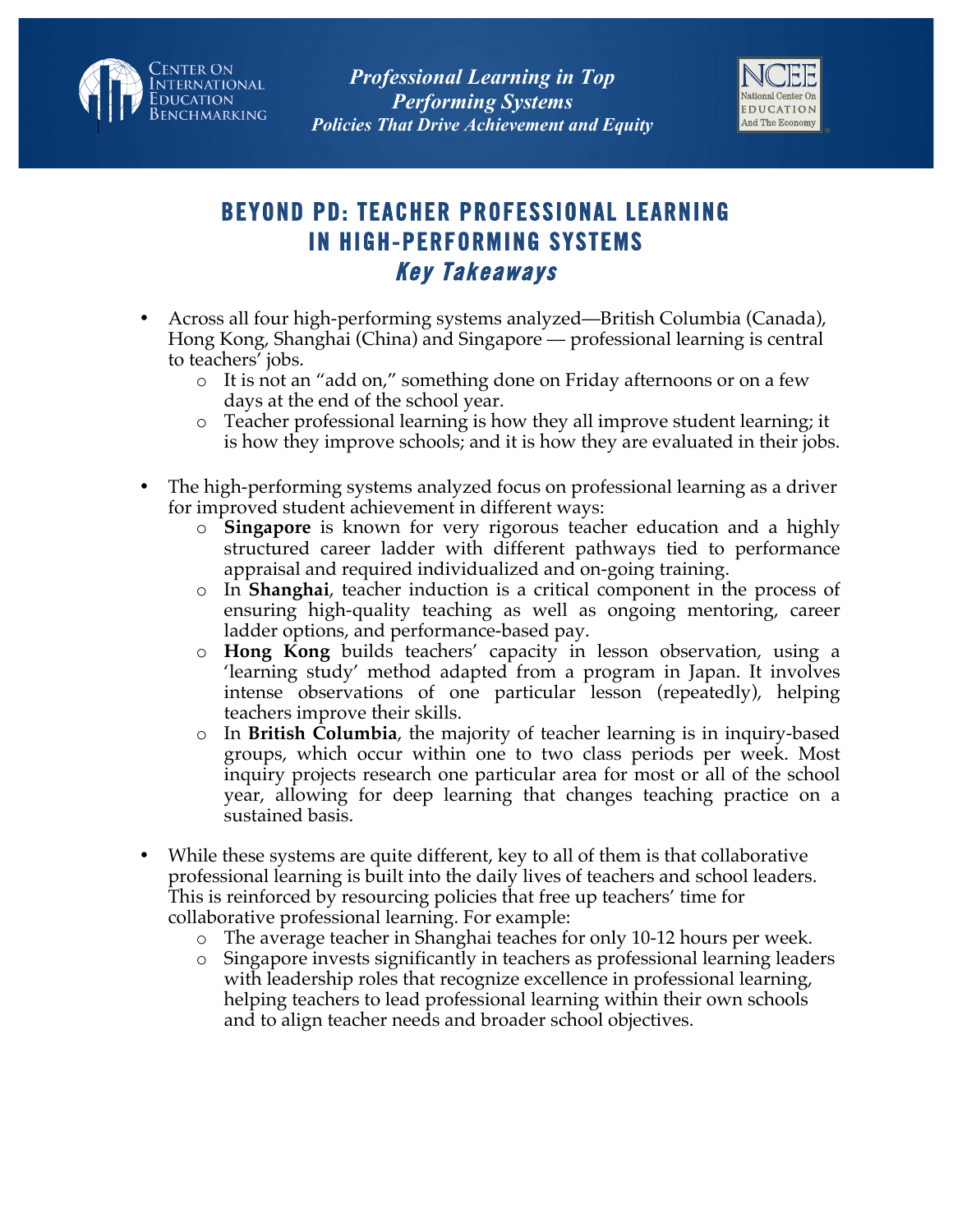Center On International Education Benchmarking

*Professional Learning in Top Performing Systems*
*Policies That Drive Achievement and Equity*

NCEE National Center On Education And The Economy

# BEYOND PD: TEACHER PROFESSIONAL LEARNING IN HIGH-PERFORMING SYSTEMS

## *Key Takeaways*

- Across all four high-performing systems analyzed—British Columbia (Canada), Hong Kong, Shanghai (China) and Singapore — professional learning is central to teachers' jobs.
  - It is not an "add on," something done on Friday afternoons or on a few days at the end of the school year.
  - Teacher professional learning is how they all improve student learning; it is how they improve schools; and it is how they are evaluated in their jobs.

- The high-performing systems analyzed focus on professional learning as a driver for improved student achievement in different ways:
  - **Singapore** is known for very rigorous teacher education and a highly structured career ladder with different pathways tied to performance appraisal and required individualized and on-going training.
  - In **Shanghai**, teacher induction is a critical component in the process of ensuring high-quality teaching as well as ongoing mentoring, career ladder options, and performance-based pay.
  - **Hong Kong** builds teachers' capacity in lesson observation, using a 'learning study' method adapted from a program in Japan. It involves intense observations of one particular lesson (repeatedly), helping teachers improve their skills.
  - In **British Columbia**, the majority of teacher learning is in inquiry-based groups, which occur within one to two class periods per week. Most inquiry projects research one particular area for most or all of the school year, allowing for deep learning that changes teaching practice on a sustained basis.

- While these systems are quite different, key to all of them is that collaborative professional learning is built into the daily lives of teachers and school leaders. This is reinforced by resourcing policies that free up teachers' time for collaborative professional learning. For example:
  - The average teacher in Shanghai teaches for only 10-12 hours per week.
  - Singapore invests significantly in teachers as professional learning leaders with leadership roles that recognize excellence in professional learning, helping teachers to lead professional learning within their own schools and to align teacher needs and broader school objectives.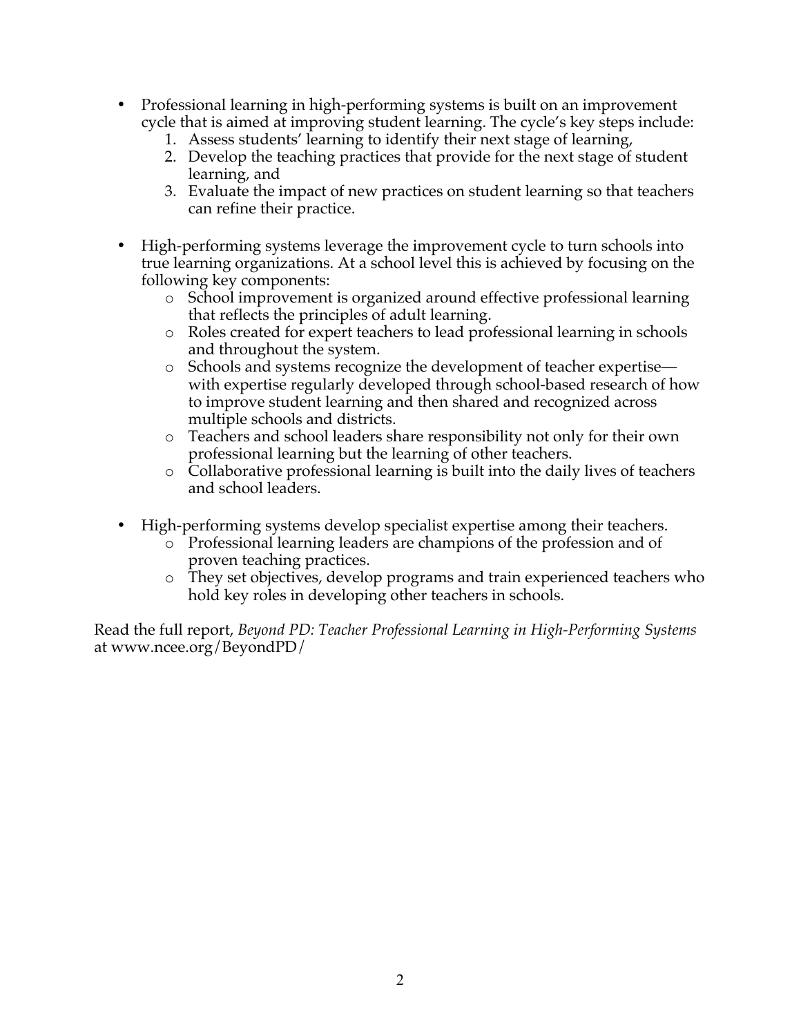- Professional learning in high-performing systems is built on an improvement cycle that is aimed at improving student learning. The cycle's key steps include:
  1. Assess students' learning to identify their next stage of learning,
  2. Develop the teaching practices that provide for the next stage of student learning, and
  3. Evaluate the impact of new practices on student learning so that teachers can refine their practice.

- High-performing systems leverage the improvement cycle to turn schools into true learning organizations. At a school level this is achieved by focusing on the following key components:
  - School improvement is organized around effective professional learning that reflects the principles of adult learning.
  - Roles created for expert teachers to lead professional learning in schools and throughout the system.
  - Schools and systems recognize the development of teacher expertise—with expertise regularly developed through school-based research of how to improve student learning and then shared and recognized across multiple schools and districts.
  - Teachers and school leaders share responsibility not only for their own professional learning but the learning of other teachers.
  - Collaborative professional learning is built into the daily lives of teachers and school leaders.

- High-performing systems develop specialist expertise among their teachers.
  - Professional learning leaders are champions of the profession and of proven teaching practices.
  - They set objectives, develop programs and train experienced teachers who hold key roles in developing other teachers in schools.

Read the full report, *Beyond PD: Teacher Professional Learning in High-Performing Systems* at www.ncee.org/BeyondPD/